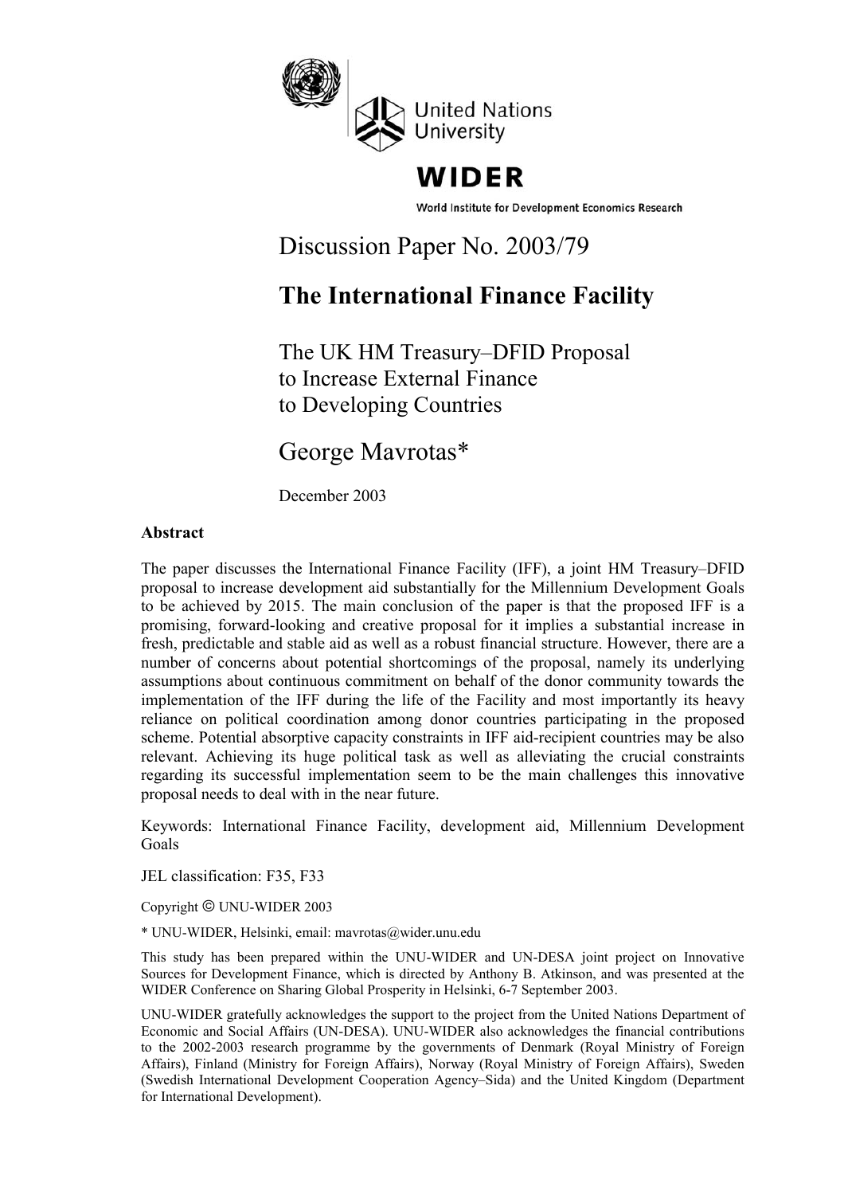United Nations University

WIDER

World Institute for Development Economics Research

Discussion Paper No. 2003/79

# The International Finance Facility

## The UK HM Treasury–DFID Proposal to Increase External Finance to Developing Countries

George Mavrotas*

December 2003

**Abstract**

The paper discusses the International Finance Facility (IFF), a joint HM Treasury–DFID proposal to increase development aid substantially for the Millennium Development Goals to be achieved by 2015. The main conclusion of the paper is that the proposed IFF is a promising, forward-looking and creative proposal for it implies a substantial increase in fresh, predictable and stable aid as well as a robust financial structure. However, there are a number of concerns about potential shortcomings of the proposal, namely its underlying assumptions about continuous commitment on behalf of the donor community towards the implementation of the IFF during the life of the Facility and most importantly its heavy reliance on political coordination among donor countries participating in the proposed scheme. Potential absorptive capacity constraints in IFF aid-recipient countries may be also relevant. Achieving its huge political task as well as alleviating the crucial constraints regarding its successful implementation seem to be the main challenges this innovative proposal needs to deal with in the near future.

Keywords: International Finance Facility, development aid, Millennium Development Goals

JEL classification: F35, F33

Copyright © UNU-WIDER 2003

* UNU-WIDER, Helsinki, email: mavrotas@wider.unu.edu

This study has been prepared within the UNU-WIDER and UN-DESA joint project on Innovative Sources for Development Finance, which is directed by Anthony B. Atkinson, and was presented at the WIDER Conference on Sharing Global Prosperity in Helsinki, 6-7 September 2003.

UNU-WIDER gratefully acknowledges the support to the project from the United Nations Department of Economic and Social Affairs (UN-DESA). UNU-WIDER also acknowledges the financial contributions to the 2002-2003 research programme by the governments of Denmark (Royal Ministry of Foreign Affairs), Finland (Ministry for Foreign Affairs), Norway (Royal Ministry of Foreign Affairs), Sweden (Swedish International Development Cooperation Agency–Sida) and the United Kingdom (Department for International Development).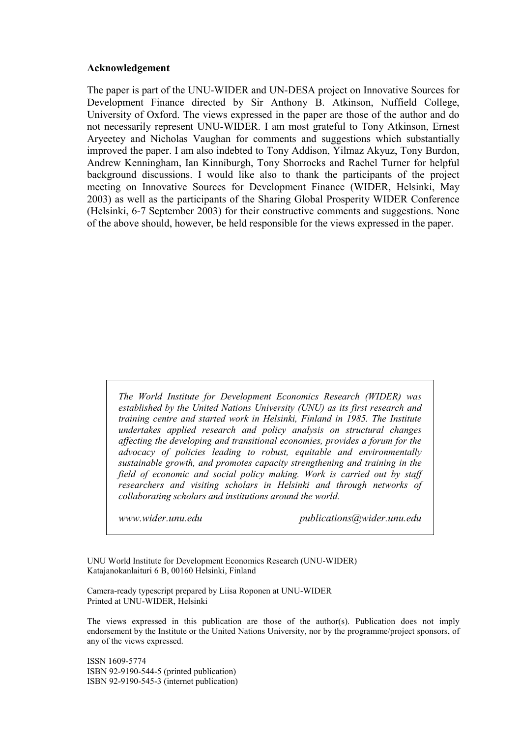**Acknowledgement**

The paper is part of the UNU-WIDER and UN-DESA project on Innovative Sources for Development Finance directed by Sir Anthony B. Atkinson, Nuffield College, University of Oxford. The views expressed in the paper are those of the author and do not necessarily represent UNU-WIDER. I am most grateful to Tony Atkinson, Ernest Aryeetey and Nicholas Vaughan for comments and suggestions which substantially improved the paper. I am also indebted to Tony Addison, Yilmaz Akyuz, Tony Burdon, Andrew Kenningham, Ian Kinniburgh, Tony Shorrocks and Rachel Turner for helpful background discussions. I would like also to thank the participants of the project meeting on Innovative Sources for Development Finance (WIDER, Helsinki, May 2003) as well as the participants of the Sharing Global Prosperity WIDER Conference (Helsinki, 6-7 September 2003) for their constructive comments and suggestions. None of the above should, however, be held responsible for the views expressed in the paper.

*The World Institute for Development Economics Research (WIDER) was established by the United Nations University (UNU) as its first research and training centre and started work in Helsinki, Finland in 1985. The Institute undertakes applied research and policy analysis on structural changes affecting the developing and transitional economies, provides a forum for the advocacy of policies leading to robust, equitable and environmentally sustainable growth, and promotes capacity strengthening and training in the field of economic and social policy making. Work is carried out by staff researchers and visiting scholars in Helsinki and through networks of collaborating scholars and institutions around the world.*

*www.wider.unu.edu* *publications@wider.unu.edu*

UNU World Institute for Development Economics Research (UNU-WIDER)
Katajanokanlaituri 6 B, 00160 Helsinki, Finland

Camera-ready typescript prepared by Liisa Roponen at UNU-WIDER
Printed at UNU-WIDER, Helsinki

The views expressed in this publication are those of the author(s). Publication does not imply endorsement by the Institute or the United Nations University, nor by the programme/project sponsors, of any of the views expressed.

ISSN 1609-5774
ISBN 92-9190-544-5 (printed publication)
ISBN 92-9190-545-3 (internet publication)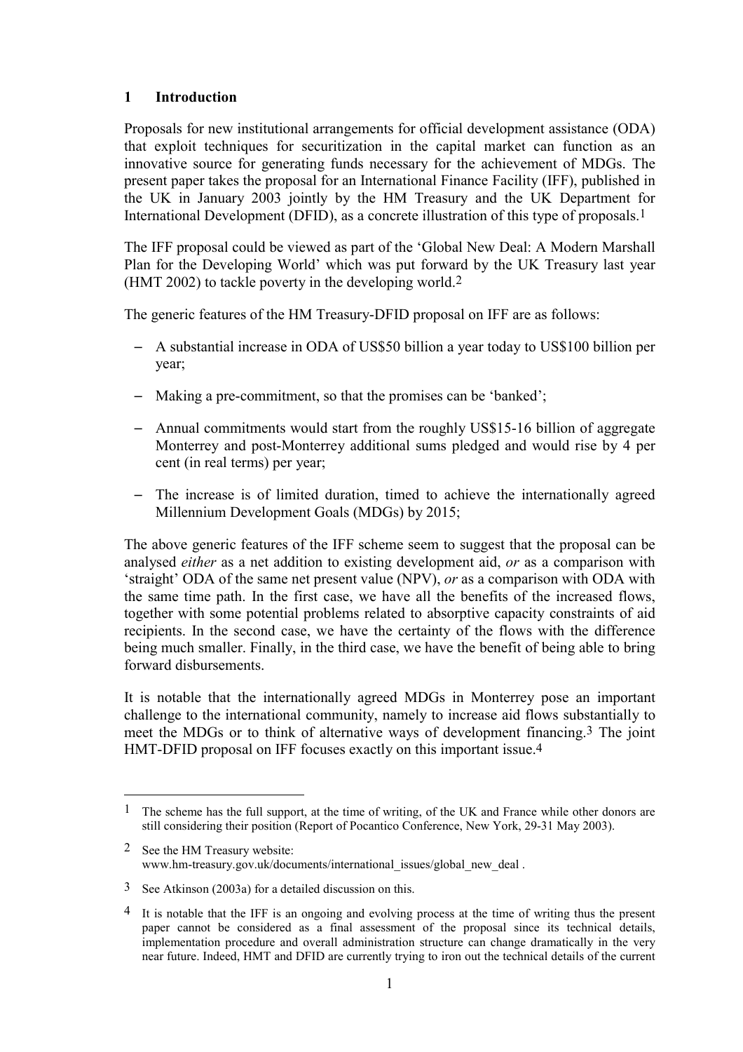## 1 Introduction

Proposals for new institutional arrangements for official development assistance (ODA) that exploit techniques for securitization in the capital market can function as an innovative source for generating funds necessary for the achievement of MDGs. The present paper takes the proposal for an International Finance Facility (IFF), published in the UK in January 2003 jointly by the HM Treasury and the UK Department for International Development (DFID), as a concrete illustration of this type of proposals.[1]

The IFF proposal could be viewed as part of the 'Global New Deal: A Modern Marshall Plan for the Developing World' which was put forward by the UK Treasury last year (HMT 2002) to tackle poverty in the developing world.[2]

The generic features of the HM Treasury-DFID proposal on IFF are as follows:

- A substantial increase in ODA of US$50 billion a year today to US$100 billion per year;
- Making a pre-commitment, so that the promises can be 'banked';
- Annual commitments would start from the roughly US$15-16 billion of aggregate Monterrey and post-Monterrey additional sums pledged and would rise by 4 per cent (in real terms) per year;
- The increase is of limited duration, timed to achieve the internationally agreed Millennium Development Goals (MDGs) by 2015;

The above generic features of the IFF scheme seem to suggest that the proposal can be analysed *either* as a net addition to existing development aid, *or* as a comparison with 'straight' ODA of the same net present value (NPV), *or* as a comparison with ODA with the same time path. In the first case, we have all the benefits of the increased flows, together with some potential problems related to absorptive capacity constraints of aid recipients. In the second case, we have the certainty of the flows with the difference being much smaller. Finally, in the third case, we have the benefit of being able to bring forward disbursements.

It is notable that the internationally agreed MDGs in Monterrey pose an important challenge to the international community, namely to increase aid flows substantially to meet the MDGs or to think of alternative ways of development financing.[3] The joint HMT-DFID proposal on IFF focuses exactly on this important issue.[4]

---

[1] The scheme has the full support, at the time of writing, of the UK and France while other donors are still considering their position (Report of Pocantico Conference, New York, 29-31 May 2003).

[2] See the HM Treasury website: www.hm-treasury.gov.uk/documents/international_issues/global_new_deal .

[3] See Atkinson (2003a) for a detailed discussion on this.

[4] It is notable that the IFF is an ongoing and evolving process at the time of writing thus the present paper cannot be considered as a final assessment of the proposal since its technical details, implementation procedure and overall administration structure can change dramatically in the very near future. Indeed, HMT and DFID are currently trying to iron out the technical details of the current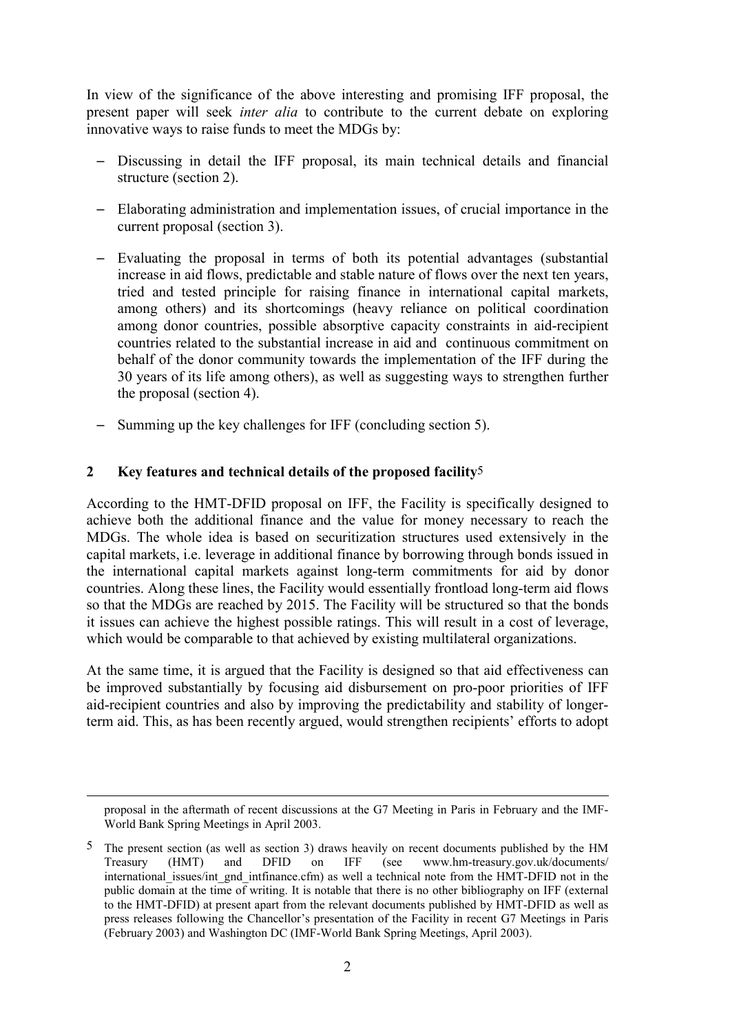In view of the significance of the above interesting and promising IFF proposal, the present paper will seek *inter alia* to contribute to the current debate on exploring innovative ways to raise funds to meet the MDGs by:

- Discussing in detail the IFF proposal, its main technical details and financial structure (section 2).
- Elaborating administration and implementation issues, of crucial importance in the current proposal (section 3).
- Evaluating the proposal in terms of both its potential advantages (substantial increase in aid flows, predictable and stable nature of flows over the next ten years, tried and tested principle for raising finance in international capital markets, among others) and its shortcomings (heavy reliance on political coordination among donor countries, possible absorptive capacity constraints in aid-recipient countries related to the substantial increase in aid and continuous commitment on behalf of the donor community towards the implementation of the IFF during the 30 years of its life among others), as well as suggesting ways to strengthen further the proposal (section 4).
- Summing up the key challenges for IFF (concluding section 5).

## 2 Key features and technical details of the proposed facility[5]

According to the HMT-DFID proposal on IFF, the Facility is specifically designed to achieve both the additional finance and the value for money necessary to reach the MDGs. The whole idea is based on securitization structures used extensively in the capital markets, i.e. leverage in additional finance by borrowing through bonds issued in the international capital markets against long-term commitments for aid by donor countries. Along these lines, the Facility would essentially frontload long-term aid flows so that the MDGs are reached by 2015. The Facility will be structured so that the bonds it issues can achieve the highest possible ratings. This will result in a cost of leverage, which would be comparable to that achieved by existing multilateral organizations.

At the same time, it is argued that the Facility is designed so that aid effectiveness can be improved substantially by focusing aid disbursement on pro-poor priorities of IFF aid-recipient countries and also by improving the predictability and stability of longer-term aid. This, as has been recently argued, would strengthen recipients' efforts to adopt

proposal in the aftermath of recent discussions at the G7 Meeting in Paris in February and the IMF-World Bank Spring Meetings in April 2003.

[5] The present section (as well as section 3) draws heavily on recent documents published by the HM Treasury (HMT) and DFID on IFF (see www.hm-treasury.gov.uk/documents/international_issues/int_gnd_intfinance.cfm) as well a technical note from the HMT-DFID not in the public domain at the time of writing. It is notable that there is no other bibliography on IFF (external to the HMT-DFID) at present apart from the relevant documents published by HMT-DFID as well as press releases following the Chancellor's presentation of the Facility in recent G7 Meetings in Paris (February 2003) and Washington DC (IMF-World Bank Spring Meetings, April 2003).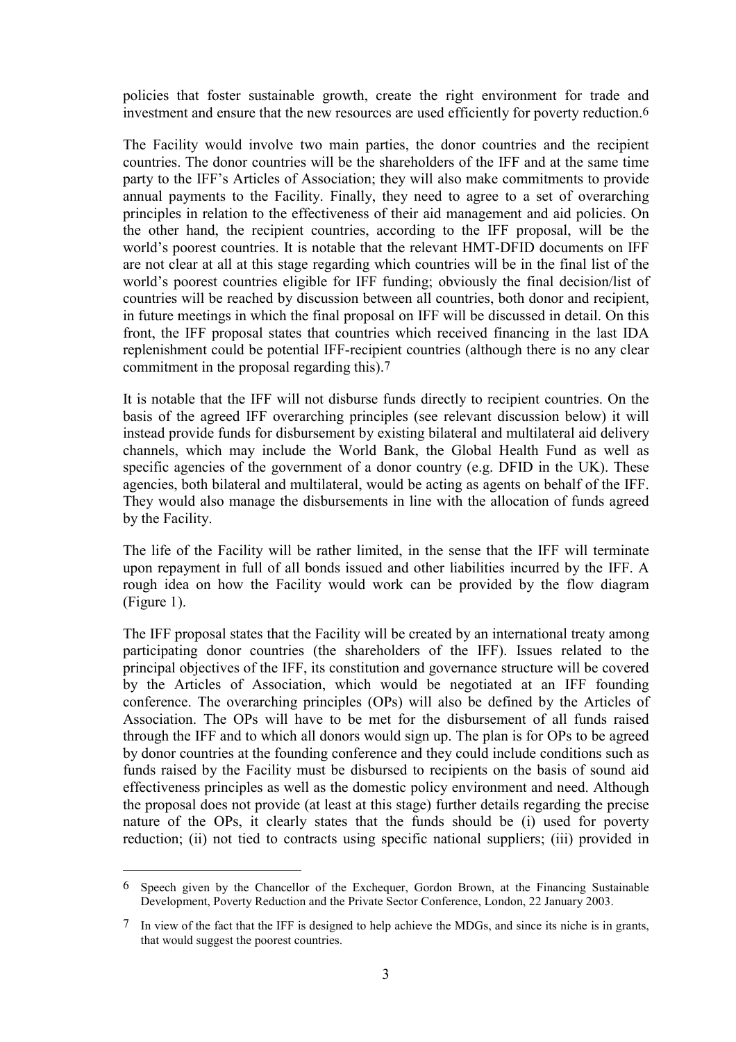policies that foster sustainable growth, create the right environment for trade and investment and ensure that the new resources are used efficiently for poverty reduction.[6]

The Facility would involve two main parties, the donor countries and the recipient countries. The donor countries will be the shareholders of the IFF and at the same time party to the IFF's Articles of Association; they will also make commitments to provide annual payments to the Facility. Finally, they need to agree to a set of overarching principles in relation to the effectiveness of their aid management and aid policies. On the other hand, the recipient countries, according to the IFF proposal, will be the world's poorest countries. It is notable that the relevant HMT-DFID documents on IFF are not clear at all at this stage regarding which countries will be in the final list of the world's poorest countries eligible for IFF funding; obviously the final decision/list of countries will be reached by discussion between all countries, both donor and recipient, in future meetings in which the final proposal on IFF will be discussed in detail. On this front, the IFF proposal states that countries which received financing in the last IDA replenishment could be potential IFF-recipient countries (although there is no any clear commitment in the proposal regarding this).[7]

It is notable that the IFF will not disburse funds directly to recipient countries. On the basis of the agreed IFF overarching principles (see relevant discussion below) it will instead provide funds for disbursement by existing bilateral and multilateral aid delivery channels, which may include the World Bank, the Global Health Fund as well as specific agencies of the government of a donor country (e.g. DFID in the UK). These agencies, both bilateral and multilateral, would be acting as agents on behalf of the IFF. They would also manage the disbursements in line with the allocation of funds agreed by the Facility.

The life of the Facility will be rather limited, in the sense that the IFF will terminate upon repayment in full of all bonds issued and other liabilities incurred by the IFF. A rough idea on how the Facility would work can be provided by the flow diagram (Figure 1).

The IFF proposal states that the Facility will be created by an international treaty among participating donor countries (the shareholders of the IFF). Issues related to the principal objectives of the IFF, its constitution and governance structure will be covered by the Articles of Association, which would be negotiated at an IFF founding conference. The overarching principles (OPs) will also be defined by the Articles of Association. The OPs will have to be met for the disbursement of all funds raised through the IFF and to which all donors would sign up. The plan is for OPs to be agreed by donor countries at the founding conference and they could include conditions such as funds raised by the Facility must be disbursed to recipients on the basis of sound aid effectiveness principles as well as the domestic policy environment and need. Although the proposal does not provide (at least at this stage) further details regarding the precise nature of the OPs, it clearly states that the funds should be (i) used for poverty reduction; (ii) not tied to contracts using specific national suppliers; (iii) provided in

---

[6] Speech given by the Chancellor of the Exchequer, Gordon Brown, at the Financing Sustainable Development, Poverty Reduction and the Private Sector Conference, London, 22 January 2003.

[7] In view of the fact that the IFF is designed to help achieve the MDGs, and since its niche is in grants, that would suggest the poorest countries.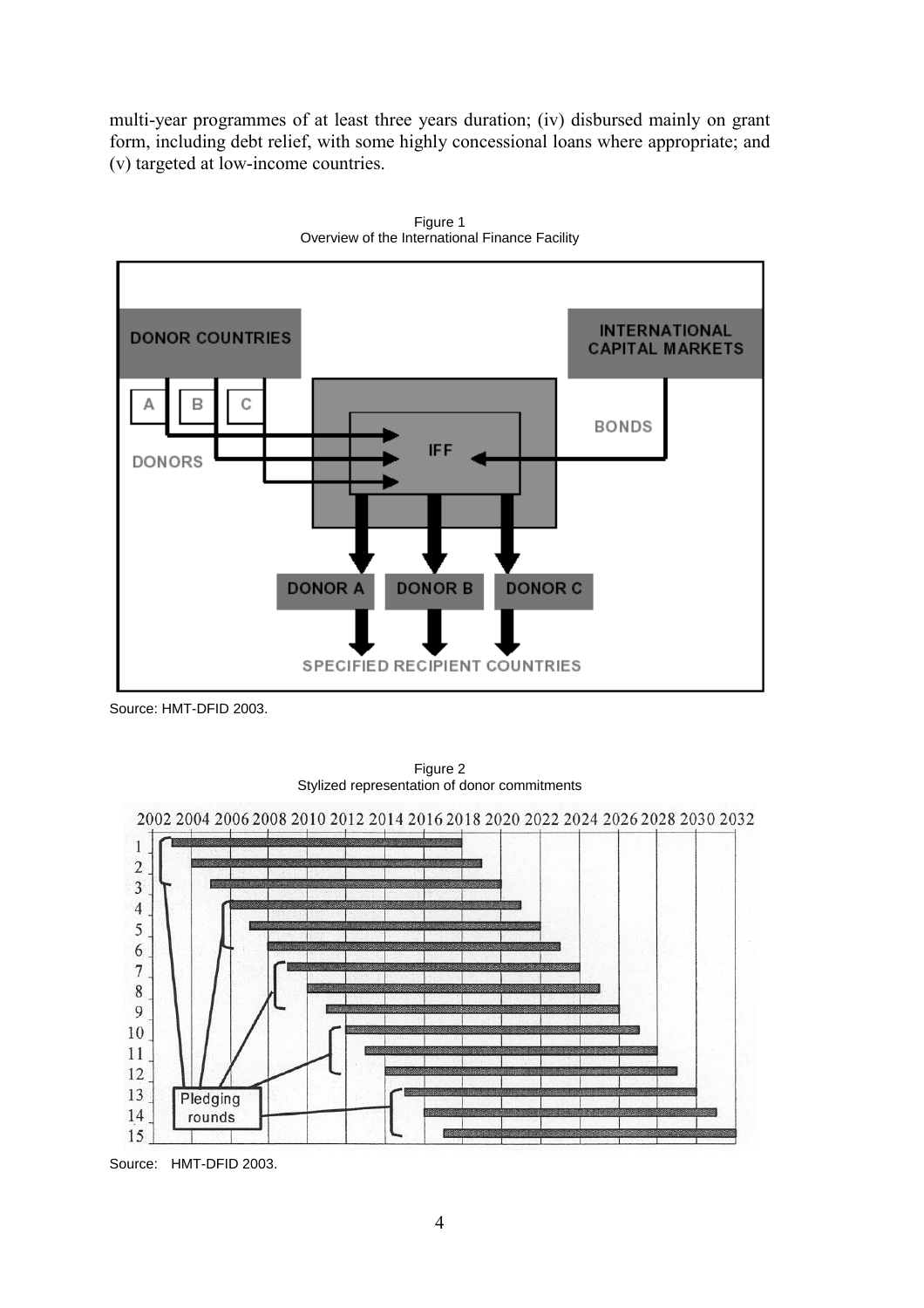multi-year programmes of at least three years duration; (iv) disbursed mainly on grant form, including debt relief, with some highly concessional loans where appropriate; and (v) targeted at low-income countries.

Figure 1
Overview of the International Finance Facility

DONOR COUNTRIES

INTERNATIONAL CAPITAL MARKETS

A B C

DONORS

IFF

BONDS

DONOR A DONOR B DONOR C

SPECIFIED RECIPIENT COUNTRIES

Source: HMT-DFID 2003.

Figure 2
Stylized representation of donor commitments

2002 2004 2006 2008 2010 2012 2014 2016 2018 2020 2022 2024 2026 2028 2030 2032

1
2
3
4
5
6
7
8
9
10
11
12
13
14
15

Pledging rounds

Source: HMT-DFID 2003.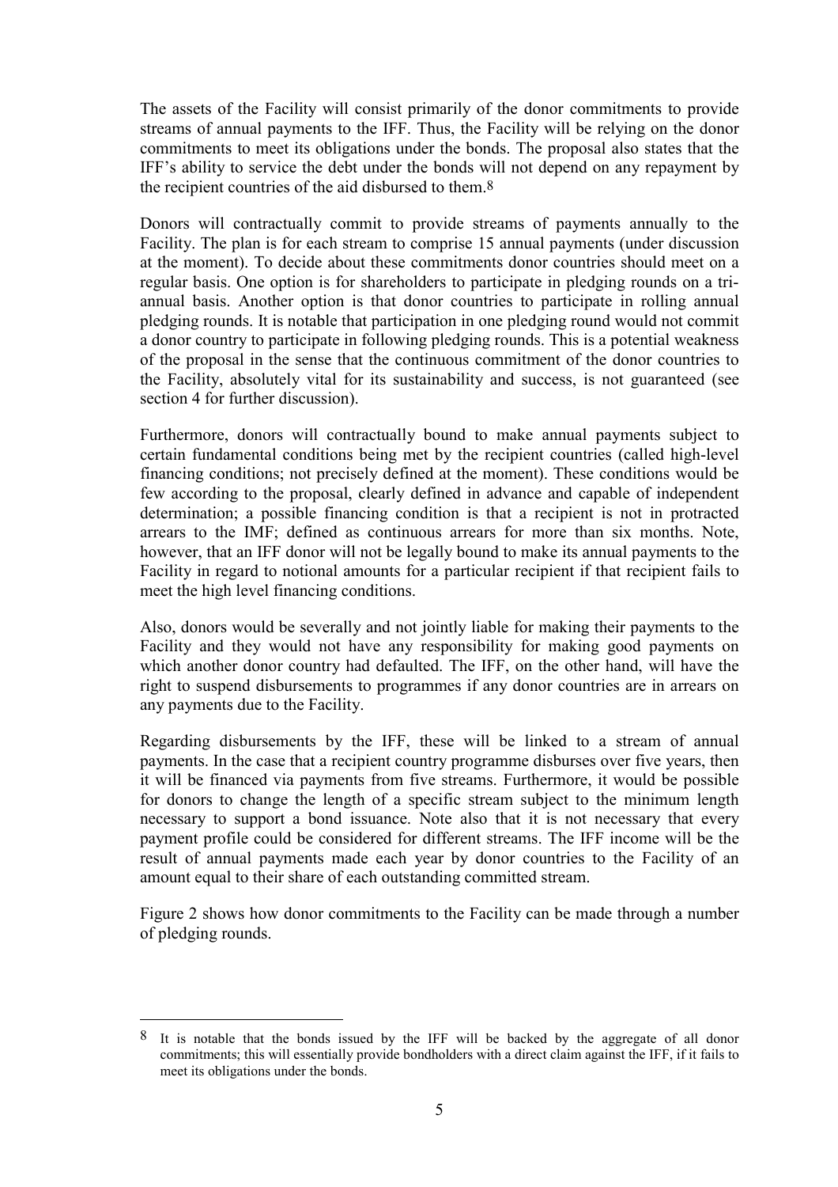The assets of the Facility will consist primarily of the donor commitments to provide streams of annual payments to the IFF. Thus, the Facility will be relying on the donor commitments to meet its obligations under the bonds. The proposal also states that the IFF's ability to service the debt under the bonds will not depend on any repayment by the recipient countries of the aid disbursed to them.[8]

Donors will contractually commit to provide streams of payments annually to the Facility. The plan is for each stream to comprise 15 annual payments (under discussion at the moment). To decide about these commitments donor countries should meet on a regular basis. One option is for shareholders to participate in pledging rounds on a tri-annual basis. Another option is that donor countries to participate in rolling annual pledging rounds. It is notable that participation in one pledging round would not commit a donor country to participate in following pledging rounds. This is a potential weakness of the proposal in the sense that the continuous commitment of the donor countries to the Facility, absolutely vital for its sustainability and success, is not guaranteed (see section 4 for further discussion).

Furthermore, donors will contractually bound to make annual payments subject to certain fundamental conditions being met by the recipient countries (called high-level financing conditions; not precisely defined at the moment). These conditions would be few according to the proposal, clearly defined in advance and capable of independent determination; a possible financing condition is that a recipient is not in protracted arrears to the IMF; defined as continuous arrears for more than six months. Note, however, that an IFF donor will not be legally bound to make its annual payments to the Facility in regard to notional amounts for a particular recipient if that recipient fails to meet the high level financing conditions.

Also, donors would be severally and not jointly liable for making their payments to the Facility and they would not have any responsibility for making good payments on which another donor country had defaulted. The IFF, on the other hand, will have the right to suspend disbursements to programmes if any donor countries are in arrears on any payments due to the Facility.

Regarding disbursements by the IFF, these will be linked to a stream of annual payments. In the case that a recipient country programme disburses over five years, then it will be financed via payments from five streams. Furthermore, it would be possible for donors to change the length of a specific stream subject to the minimum length necessary to support a bond issuance. Note also that it is not necessary that every payment profile could be considered for different streams. The IFF income will be the result of annual payments made each year by donor countries to the Facility of an amount equal to their share of each outstanding committed stream.

Figure 2 shows how donor commitments to the Facility can be made through a number of pledging rounds.

---

[8] It is notable that the bonds issued by the IFF will be backed by the aggregate of all donor commitments; this will essentially provide bondholders with a direct claim against the IFF, if it fails to meet its obligations under the bonds.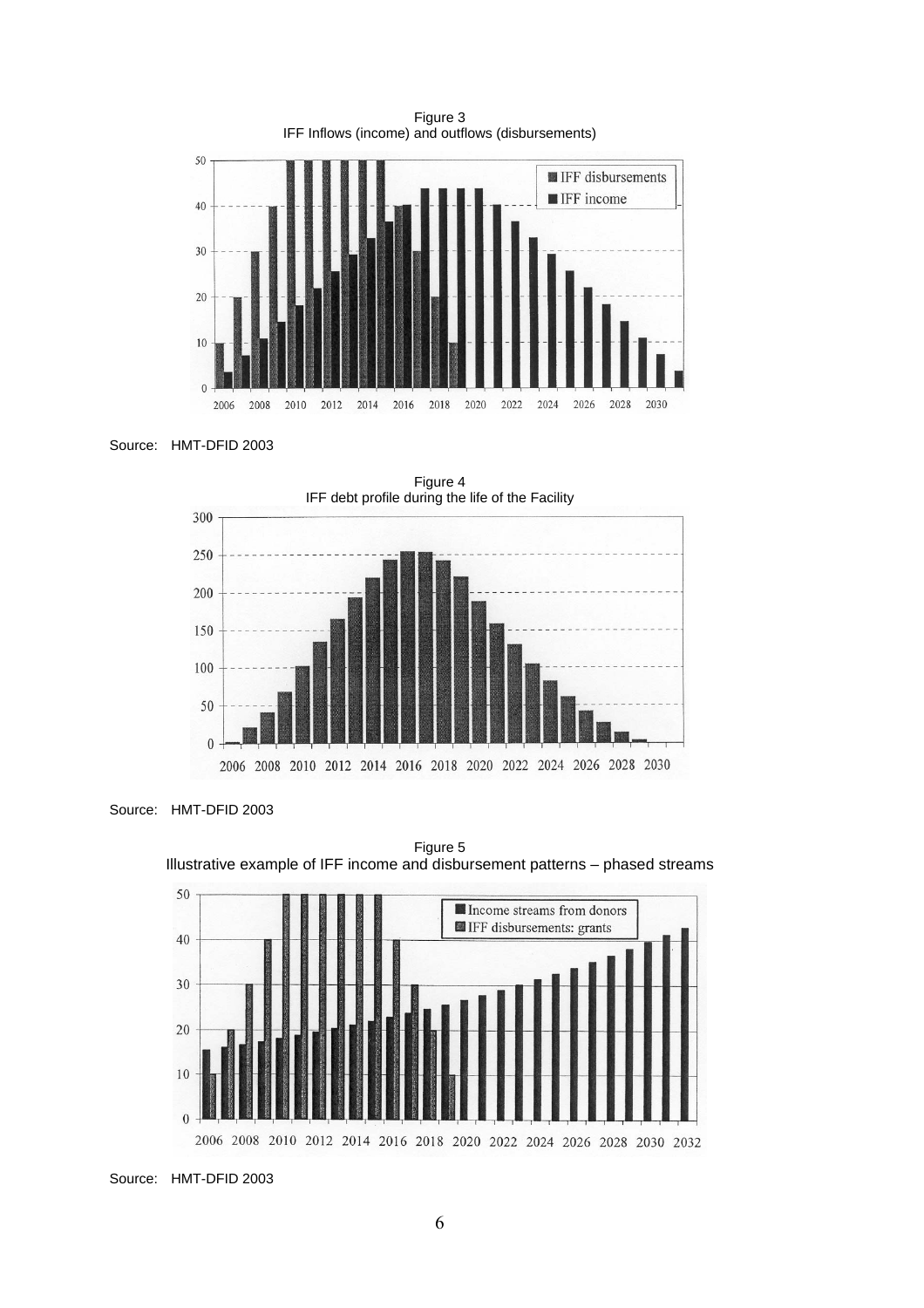Figure 3
IFF Inflows (income) and outflows (disbursements)

50
40
30
20
10
0

2006 2008 2010 2012 2014 2016 2018 2020 2022 2024 2026 2028 2030

IFF disbursements
IFF income

Source: HMT-DFID 2003

Figure 4
IFF debt profile during the life of the Facility

300
250
200
150
100
50
0

2006 2008 2010 2012 2014 2016 2018 2020 2022 2024 2026 2028 2030

Source: HMT-DFID 2003

Figure 5
Illustrative example of IFF income and disbursement patterns – phased streams

50
40
30
20
10
0

2006 2008 2010 2012 2014 2016 2018 2020 2022 2024 2026 2028 2030 2032

Income streams from donors
IFF disbursements: grants

Source: HMT-DFID 2003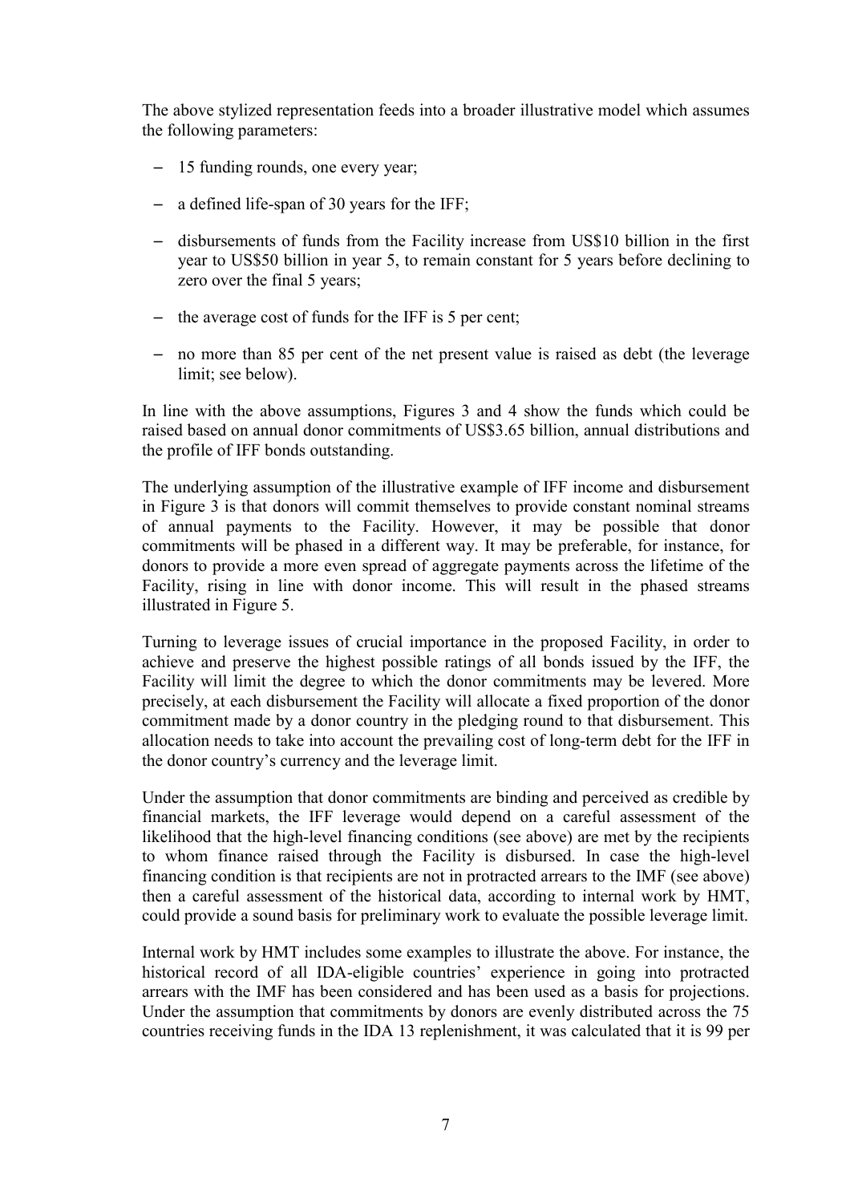The above stylized representation feeds into a broader illustrative model which assumes the following parameters:

- 15 funding rounds, one every year;
- a defined life-span of 30 years for the IFF;
- disbursements of funds from the Facility increase from US$10 billion in the first year to US$50 billion in year 5, to remain constant for 5 years before declining to zero over the final 5 years;
- the average cost of funds for the IFF is 5 per cent;
- no more than 85 per cent of the net present value is raised as debt (the leverage limit; see below).

In line with the above assumptions, Figures 3 and 4 show the funds which could be raised based on annual donor commitments of US$3.65 billion, annual distributions and the profile of IFF bonds outstanding.

The underlying assumption of the illustrative example of IFF income and disbursement in Figure 3 is that donors will commit themselves to provide constant nominal streams of annual payments to the Facility. However, it may be possible that donor commitments will be phased in a different way. It may be preferable, for instance, for donors to provide a more even spread of aggregate payments across the lifetime of the Facility, rising in line with donor income. This will result in the phased streams illustrated in Figure 5.

Turning to leverage issues of crucial importance in the proposed Facility, in order to achieve and preserve the highest possible ratings of all bonds issued by the IFF, the Facility will limit the degree to which the donor commitments may be levered. More precisely, at each disbursement the Facility will allocate a fixed proportion of the donor commitment made by a donor country in the pledging round to that disbursement. This allocation needs to take into account the prevailing cost of long-term debt for the IFF in the donor country's currency and the leverage limit.

Under the assumption that donor commitments are binding and perceived as credible by financial markets, the IFF leverage would depend on a careful assessment of the likelihood that the high-level financing conditions (see above) are met by the recipients to whom finance raised through the Facility is disbursed. In case the high-level financing condition is that recipients are not in protracted arrears to the IMF (see above) then a careful assessment of the historical data, according to internal work by HMT, could provide a sound basis for preliminary work to evaluate the possible leverage limit.

Internal work by HMT includes some examples to illustrate the above. For instance, the historical record of all IDA-eligible countries' experience in going into protracted arrears with the IMF has been considered and has been used as a basis for projections. Under the assumption that commitments by donors are evenly distributed across the 75 countries receiving funds in the IDA 13 replenishment, it was calculated that it is 99 per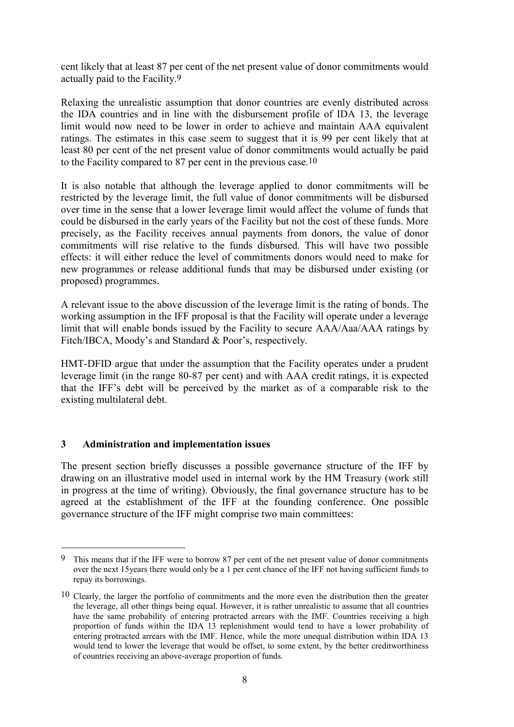cent likely that at least 87 per cent of the net present value of donor commitments would actually paid to the Facility.[9]

Relaxing the unrealistic assumption that donor countries are evenly distributed across the IDA countries and in line with the disbursement profile of IDA 13, the leverage limit would now need to be lower in order to achieve and maintain AAA equivalent ratings. The estimates in this case seem to suggest that it is 99 per cent likely that at least 80 per cent of the net present value of donor commitments would actually be paid to the Facility compared to 87 per cent in the previous case.[10]

It is also notable that although the leverage applied to donor commitments will be restricted by the leverage limit, the full value of donor commitments will be disbursed over time in the sense that a lower leverage limit would affect the volume of funds that could be disbursed in the early years of the Facility but not the cost of these funds. More precisely, as the Facility receives annual payments from donors, the value of donor commitments will rise relative to the funds disbursed. This will have two possible effects: it will either reduce the level of commitments donors would need to make for new programmes or release additional funds that may be disbursed under existing (or proposed) programmes.

A relevant issue to the above discussion of the leverage limit is the rating of bonds. The working assumption in the IFF proposal is that the Facility will operate under a leverage limit that will enable bonds issued by the Facility to secure AAA/Aaa/AAA ratings by Fitch/IBCA, Moody's and Standard & Poor's, respectively.

HMT-DFID argue that under the assumption that the Facility operates under a prudent leverage limit (in the range 80-87 per cent) and with AAA credit ratings, it is expected that the IFF's debt will be perceived by the market as of a comparable risk to the existing multilateral debt.

## 3 Administration and implementation issues

The present section briefly discusses a possible governance structure of the IFF by drawing on an illustrative model used in internal work by the HM Treasury (work still in progress at the time of writing). Obviously, the final governance structure has to be agreed at the establishment of the IFF at the founding conference. One possible governance structure of the IFF might comprise two main committees:

---

[9] This means that if the IFF were to borrow 87 per cent of the net present value of donor commitments over the next 15years there would only be a 1 per cent chance of the IFF not having sufficient funds to repay its borrowings.

[10] Clearly, the larger the portfolio of commitments and the more even the distribution then the greater the leverage, all other things being equal. However, it is rather unrealistic to assume that all countries have the same probability of entering protracted arrears with the IMF. Countries receiving a high proportion of funds within the IDA 13 replenishment would tend to have a lower probability of entering protracted arrears with the IMF. Hence, while the more unequal distribution within IDA 13 would tend to lower the leverage that would be offset, to some extent, by the better creditworthiness of countries receiving an above-average proportion of funds.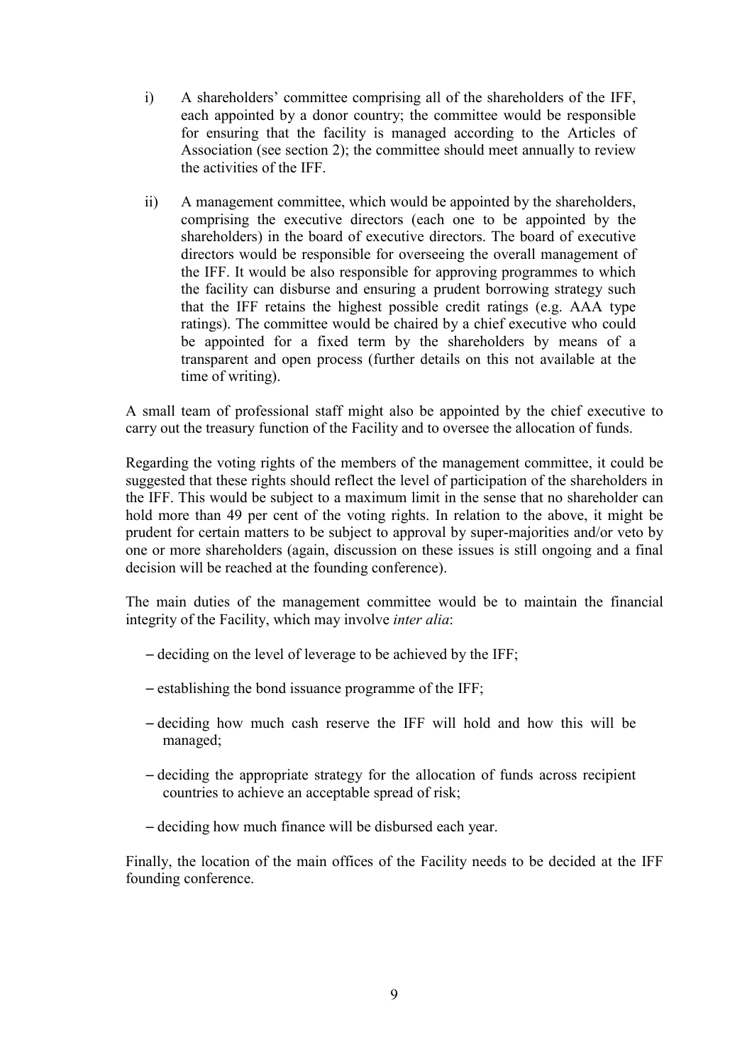i) A shareholders' committee comprising all of the shareholders of the IFF, each appointed by a donor country; the committee would be responsible for ensuring that the facility is managed according to the Articles of Association (see section 2); the committee should meet annually to review the activities of the IFF.

ii) A management committee, which would be appointed by the shareholders, comprising the executive directors (each one to be appointed by the shareholders) in the board of executive directors. The board of executive directors would be responsible for overseeing the overall management of the IFF. It would be also responsible for approving programmes to which the facility can disburse and ensuring a prudent borrowing strategy such that the IFF retains the highest possible credit ratings (e.g. AAA type ratings). The committee would be chaired by a chief executive who could be appointed for a fixed term by the shareholders by means of a transparent and open process (further details on this not available at the time of writing).

A small team of professional staff might also be appointed by the chief executive to carry out the treasury function of the Facility and to oversee the allocation of funds.

Regarding the voting rights of the members of the management committee, it could be suggested that these rights should reflect the level of participation of the shareholders in the IFF. This would be subject to a maximum limit in the sense that no shareholder can hold more than 49 per cent of the voting rights. In relation to the above, it might be prudent for certain matters to be subject to approval by super-majorities and/or veto by one or more shareholders (again, discussion on these issues is still ongoing and a final decision will be reached at the founding conference).

The main duties of the management committee would be to maintain the financial integrity of the Facility, which may involve *inter alia*:

- deciding on the level of leverage to be achieved by the IFF;
- establishing the bond issuance programme of the IFF;
- deciding how much cash reserve the IFF will hold and how this will be managed;
- deciding the appropriate strategy for the allocation of funds across recipient countries to achieve an acceptable spread of risk;
- deciding how much finance will be disbursed each year.

Finally, the location of the main offices of the Facility needs to be decided at the IFF founding conference.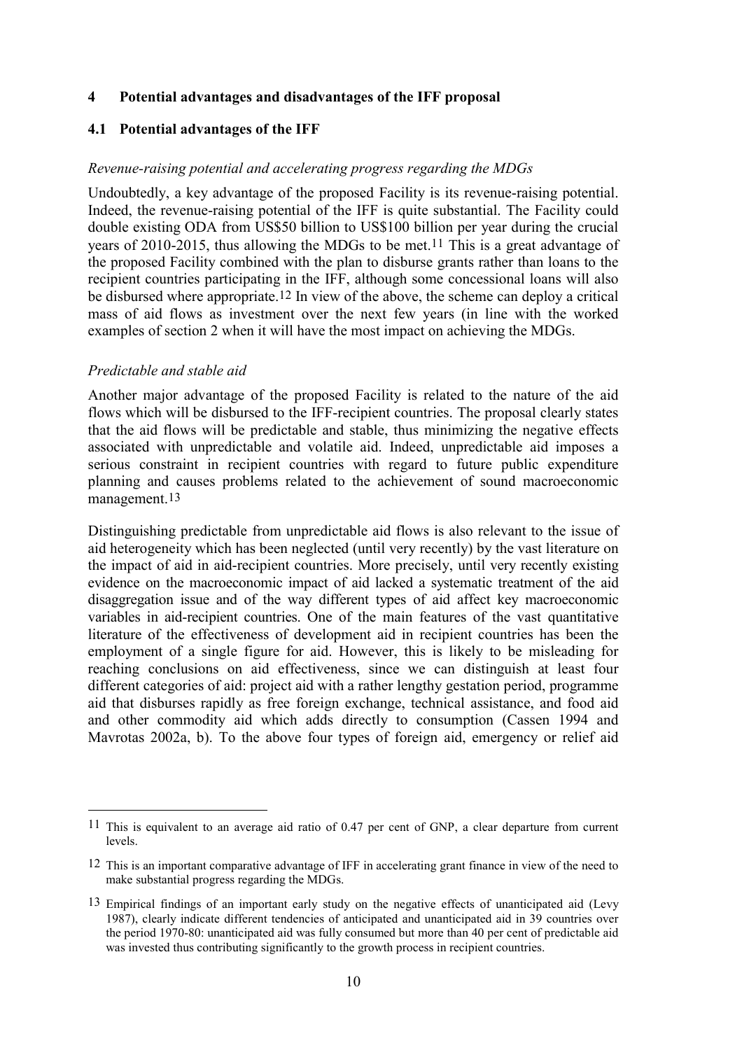## 4 Potential advantages and disadvantages of the IFF proposal

### 4.1 Potential advantages of the IFF

*Revenue-raising potential and accelerating progress regarding the MDGs*

Undoubtedly, a key advantage of the proposed Facility is its revenue-raising potential. Indeed, the revenue-raising potential of the IFF is quite substantial. The Facility could double existing ODA from US$50 billion to US$100 billion per year during the crucial years of 2010-2015, thus allowing the MDGs to be met.[11] This is a great advantage of the proposed Facility combined with the plan to disburse grants rather than loans to the recipient countries participating in the IFF, although some concessional loans will also be disbursed where appropriate.[12] In view of the above, the scheme can deploy a critical mass of aid flows as investment over the next few years (in line with the worked examples of section 2 when it will have the most impact on achieving the MDGs.

*Predictable and stable aid*

Another major advantage of the proposed Facility is related to the nature of the aid flows which will be disbursed to the IFF-recipient countries. The proposal clearly states that the aid flows will be predictable and stable, thus minimizing the negative effects associated with unpredictable and volatile aid. Indeed, unpredictable aid imposes a serious constraint in recipient countries with regard to future public expenditure planning and causes problems related to the achievement of sound macroeconomic management.[13]

Distinguishing predictable from unpredictable aid flows is also relevant to the issue of aid heterogeneity which has been neglected (until very recently) by the vast literature on the impact of aid in aid-recipient countries. More precisely, until very recently existing evidence on the macroeconomic impact of aid lacked a systematic treatment of the aid disaggregation issue and of the way different types of aid affect key macroeconomic variables in aid-recipient countries. One of the main features of the vast quantitative literature of the effectiveness of development aid in recipient countries has been the employment of a single figure for aid. However, this is likely to be misleading for reaching conclusions on aid effectiveness, since we can distinguish at least four different categories of aid: project aid with a rather lengthy gestation period, programme aid that disburses rapidly as free foreign exchange, technical assistance, and food aid and other commodity aid which adds directly to consumption (Cassen 1994 and Mavrotas 2002a, b). To the above four types of foreign aid, emergency or relief aid

---

[11] This is equivalent to an average aid ratio of 0.47 per cent of GNP, a clear departure from current levels.

[12] This is an important comparative advantage of IFF in accelerating grant finance in view of the need to make substantial progress regarding the MDGs.

[13] Empirical findings of an important early study on the negative effects of unanticipated aid (Levy 1987), clearly indicate different tendencies of anticipated and unanticipated aid in 39 countries over the period 1970-80: unanticipated aid was fully consumed but more than 40 per cent of predictable aid was invested thus contributing significantly to the growth process in recipient countries.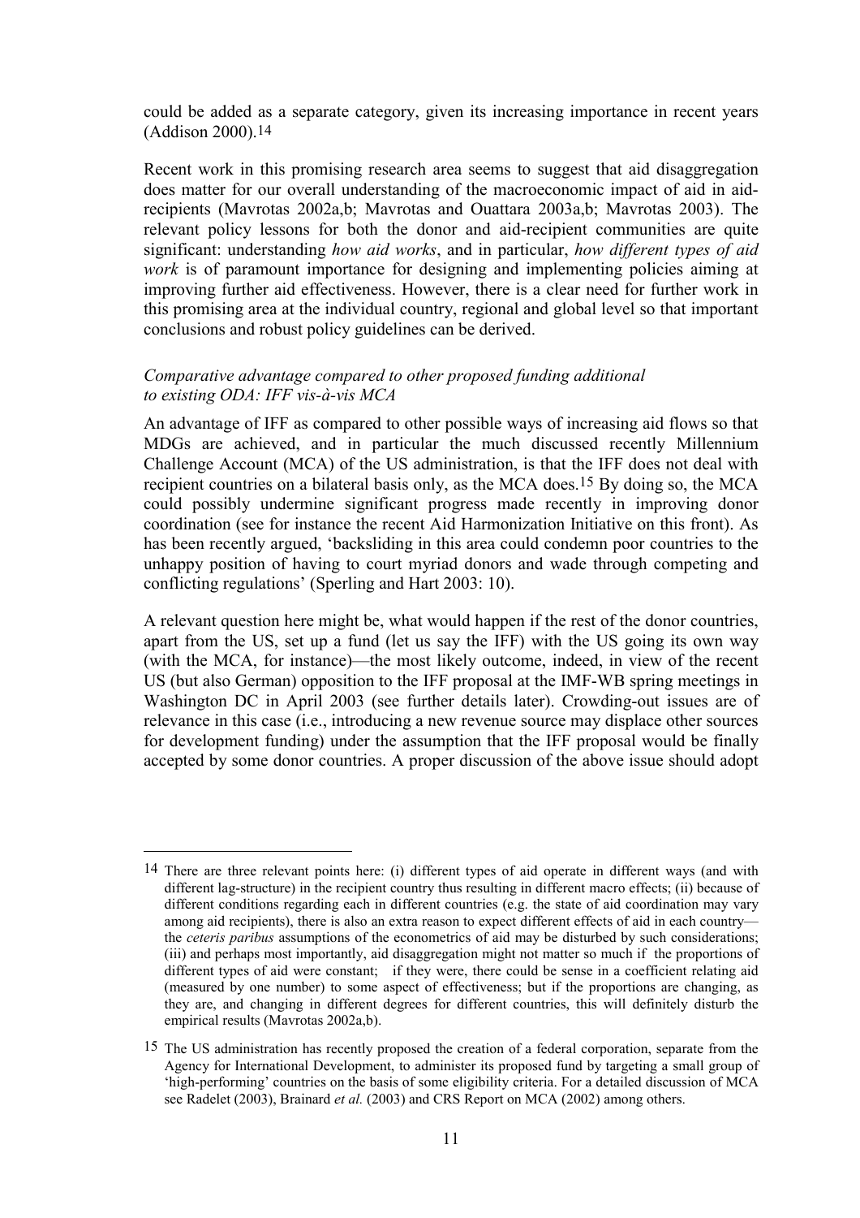could be added as a separate category, given its increasing importance in recent years (Addison 2000).[14]

Recent work in this promising research area seems to suggest that aid disaggregation does matter for our overall understanding of the macroeconomic impact of aid in aid-recipients (Mavrotas 2002a,b; Mavrotas and Ouattara 2003a,b; Mavrotas 2003). The relevant policy lessons for both the donor and aid-recipient communities are quite significant: understanding *how aid works*, and in particular, *how different types of aid work* is of paramount importance for designing and implementing policies aiming at improving further aid effectiveness. However, there is a clear need for further work in this promising area at the individual country, regional and global level so that important conclusions and robust policy guidelines can be derived.

*Comparative advantage compared to other proposed funding additional to existing ODA: IFF vis-à-vis MCA*

An advantage of IFF as compared to other possible ways of increasing aid flows so that MDGs are achieved, and in particular the much discussed recently Millennium Challenge Account (MCA) of the US administration, is that the IFF does not deal with recipient countries on a bilateral basis only, as the MCA does.[15] By doing so, the MCA could possibly undermine significant progress made recently in improving donor coordination (see for instance the recent Aid Harmonization Initiative on this front). As has been recently argued, 'backsliding in this area could condemn poor countries to the unhappy position of having to court myriad donors and wade through competing and conflicting regulations' (Sperling and Hart 2003: 10).

A relevant question here might be, what would happen if the rest of the donor countries, apart from the US, set up a fund (let us say the IFF) with the US going its own way (with the MCA, for instance)—the most likely outcome, indeed, in view of the recent US (but also German) opposition to the IFF proposal at the IMF-WB spring meetings in Washington DC in April 2003 (see further details later). Crowding-out issues are of relevance in this case (i.e., introducing a new revenue source may displace other sources for development funding) under the assumption that the IFF proposal would be finally accepted by some donor countries. A proper discussion of the above issue should adopt

---

[14] There are three relevant points here: (i) different types of aid operate in different ways (and with different lag-structure) in the recipient country thus resulting in different macro effects; (ii) because of different conditions regarding each in different countries (e.g. the state of aid coordination may vary among aid recipients), there is also an extra reason to expect different effects of aid in each country—the *ceteris paribus* assumptions of the econometrics of aid may be disturbed by such considerations; (iii) and perhaps most importantly, aid disaggregation might not matter so much if the proportions of different types of aid were constant; if they were, there could be sense in a coefficient relating aid (measured by one number) to some aspect of effectiveness; but if the proportions are changing, as they are, and changing in different degrees for different countries, this will definitely disturb the empirical results (Mavrotas 2002a,b).

[15] The US administration has recently proposed the creation of a federal corporation, separate from the Agency for International Development, to administer its proposed fund by targeting a small group of 'high-performing' countries on the basis of some eligibility criteria. For a detailed discussion of MCA see Radelet (2003), Brainard *et al.* (2003) and CRS Report on MCA (2002) among others.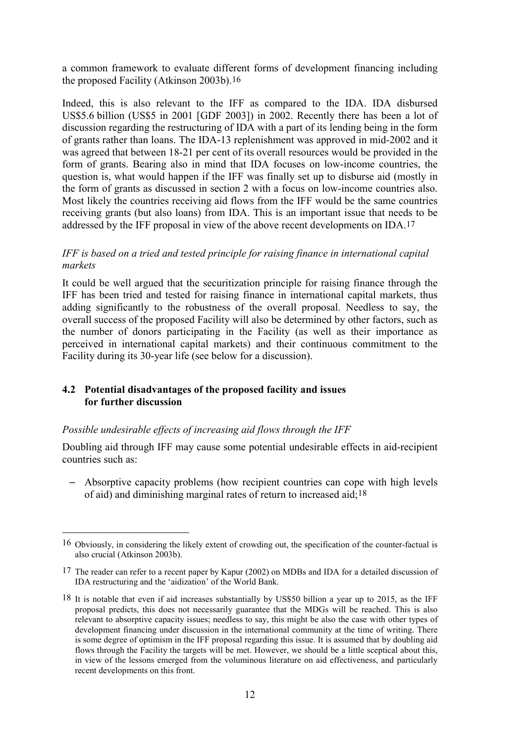a common framework to evaluate different forms of development financing including the proposed Facility (Atkinson 2003b).[16]

Indeed, this is also relevant to the IFF as compared to the IDA. IDA disbursed US$5.6 billion (US$5 in 2001 [GDF 2003]) in 2002. Recently there has been a lot of discussion regarding the restructuring of IDA with a part of its lending being in the form of grants rather than loans. The IDA-13 replenishment was approved in mid-2002 and it was agreed that between 18-21 per cent of its overall resources would be provided in the form of grants. Bearing also in mind that IDA focuses on low-income countries, the question is, what would happen if the IFF was finally set up to disburse aid (mostly in the form of grants as discussed in section 2 with a focus on low-income countries also. Most likely the countries receiving aid flows from the IFF would be the same countries receiving grants (but also loans) from IDA. This is an important issue that needs to be addressed by the IFF proposal in view of the above recent developments on IDA.[17]

*IFF is based on a tried and tested principle for raising finance in international capital markets*

It could be well argued that the securitization principle for raising finance through the IFF has been tried and tested for raising finance in international capital markets, thus adding significantly to the robustness of the overall proposal. Needless to say, the overall success of the proposed Facility will also be determined by other factors, such as the number of donors participating in the Facility (as well as their importance as perceived in international capital markets) and their continuous commitment to the Facility during its 30-year life (see below for a discussion).

### 4.2 Potential disadvantages of the proposed facility and issues for further discussion

*Possible undesirable effects of increasing aid flows through the IFF*

Doubling aid through IFF may cause some potential undesirable effects in aid-recipient countries such as:

- Absorptive capacity problems (how recipient countries can cope with high levels of aid) and diminishing marginal rates of return to increased aid;[18]

---

[16] Obviously, in considering the likely extent of crowding out, the specification of the counter-factual is also crucial (Atkinson 2003b).

[17] The reader can refer to a recent paper by Kapur (2002) on MDBs and IDA for a detailed discussion of IDA restructuring and the 'aidization' of the World Bank.

[18] It is notable that even if aid increases substantially by US$50 billion a year up to 2015, as the IFF proposal predicts, this does not necessarily guarantee that the MDGs will be reached. This is also relevant to absorptive capacity issues; needless to say, this might be also the case with other types of development financing under discussion in the international community at the time of writing. There is some degree of optimism in the IFF proposal regarding this issue. It is assumed that by doubling aid flows through the Facility the targets will be met. However, we should be a little sceptical about this, in view of the lessons emerged from the voluminous literature on aid effectiveness, and particularly recent developments on this front.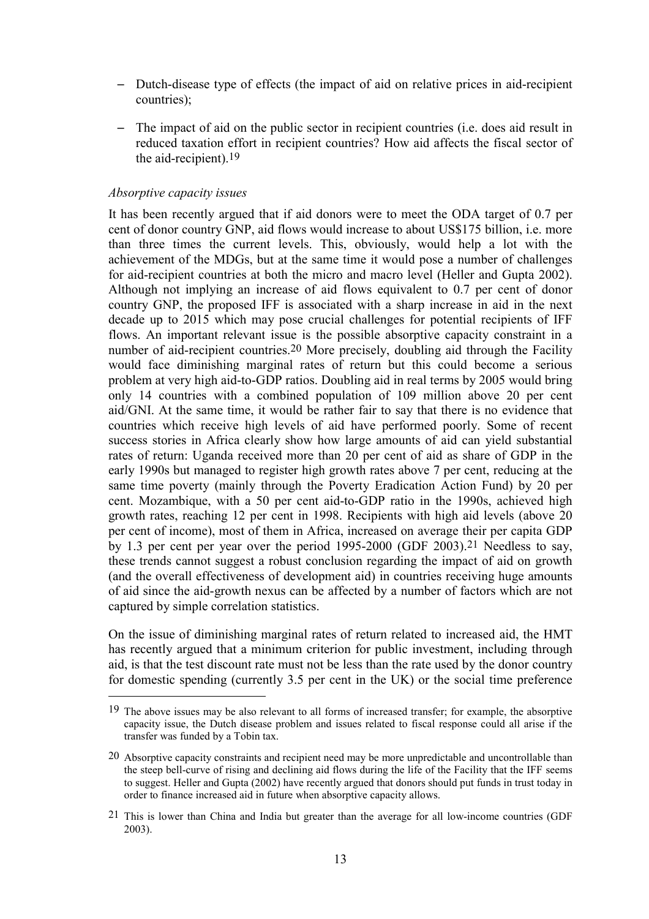- Dutch-disease type of effects (the impact of aid on relative prices in aid-recipient countries);
- The impact of aid on the public sector in recipient countries (i.e. does aid result in reduced taxation effort in recipient countries? How aid affects the fiscal sector of the aid-recipient).[19]

*Absorptive capacity issues*

It has been recently argued that if aid donors were to meet the ODA target of 0.7 per cent of donor country GNP, aid flows would increase to about US$175 billion, i.e. more than three times the current levels. This, obviously, would help a lot with the achievement of the MDGs, but at the same time it would pose a number of challenges for aid-recipient countries at both the micro and macro level (Heller and Gupta 2002). Although not implying an increase of aid flows equivalent to 0.7 per cent of donor country GNP, the proposed IFF is associated with a sharp increase in aid in the next decade up to 2015 which may pose crucial challenges for potential recipients of IFF flows. An important relevant issue is the possible absorptive capacity constraint in a number of aid-recipient countries.[20] More precisely, doubling aid through the Facility would face diminishing marginal rates of return but this could become a serious problem at very high aid-to-GDP ratios. Doubling aid in real terms by 2005 would bring only 14 countries with a combined population of 109 million above 20 per cent aid/GNI. At the same time, it would be rather fair to say that there is no evidence that countries which receive high levels of aid have performed poorly. Some of recent success stories in Africa clearly show how large amounts of aid can yield substantial rates of return: Uganda received more than 20 per cent of aid as share of GDP in the early 1990s but managed to register high growth rates above 7 per cent, reducing at the same time poverty (mainly through the Poverty Eradication Action Fund) by 20 per cent. Mozambique, with a 50 per cent aid-to-GDP ratio in the 1990s, achieved high growth rates, reaching 12 per cent in 1998. Recipients with high aid levels (above 20 per cent of income), most of them in Africa, increased on average their per capita GDP by 1.3 per cent per year over the period 1995-2000 (GDF 2003).[21] Needless to say, these trends cannot suggest a robust conclusion regarding the impact of aid on growth (and the overall effectiveness of development aid) in countries receiving huge amounts of aid since the aid-growth nexus can be affected by a number of factors which are not captured by simple correlation statistics.

On the issue of diminishing marginal rates of return related to increased aid, the HMT has recently argued that a minimum criterion for public investment, including through aid, is that the test discount rate must not be less than the rate used by the donor country for domestic spending (currently 3.5 per cent in the UK) or the social time preference

---

[19] The above issues may be also relevant to all forms of increased transfer; for example, the absorptive capacity issue, the Dutch disease problem and issues related to fiscal response could all arise if the transfer was funded by a Tobin tax.

[20] Absorptive capacity constraints and recipient need may be more unpredictable and uncontrollable than the steep bell-curve of rising and declining aid flows during the life of the Facility that the IFF seems to suggest. Heller and Gupta (2002) have recently argued that donors should put funds in trust today in order to finance increased aid in future when absorptive capacity allows.

[21] This is lower than China and India but greater than the average for all low-income countries (GDF 2003).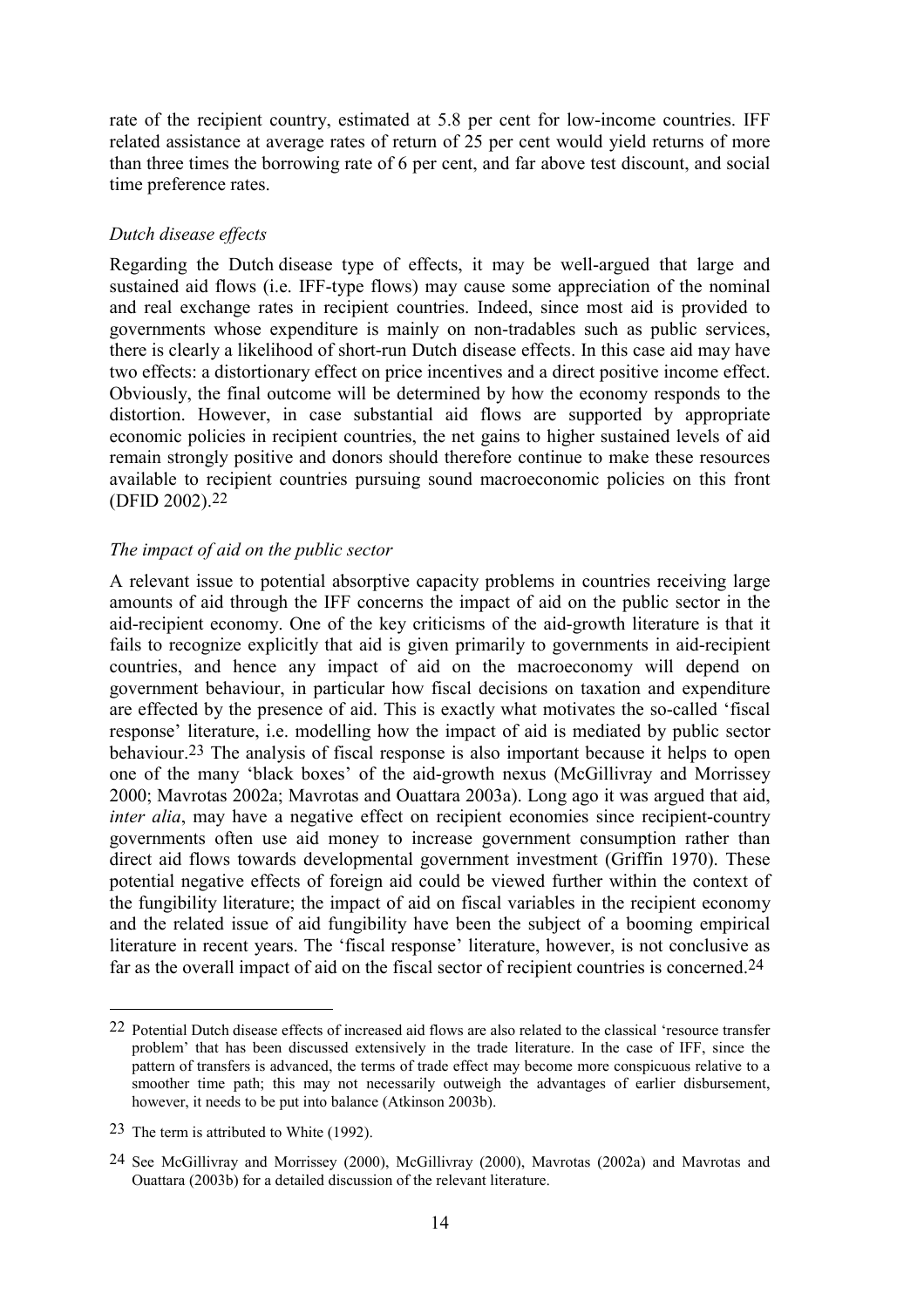rate of the recipient country, estimated at 5.8 per cent for low-income countries. IFF related assistance at average rates of return of 25 per cent would yield returns of more than three times the borrowing rate of 6 per cent, and far above test discount, and social time preference rates.

*Dutch disease effects*

Regarding the Dutch disease type of effects, it may be well-argued that large and sustained aid flows (i.e. IFF-type flows) may cause some appreciation of the nominal and real exchange rates in recipient countries. Indeed, since most aid is provided to governments whose expenditure is mainly on non-tradables such as public services, there is clearly a likelihood of short-run Dutch disease effects. In this case aid may have two effects: a distortionary effect on price incentives and a direct positive income effect. Obviously, the final outcome will be determined by how the economy responds to the distortion. However, in case substantial aid flows are supported by appropriate economic policies in recipient countries, the net gains to higher sustained levels of aid remain strongly positive and donors should therefore continue to make these resources available to recipient countries pursuing sound macroeconomic policies on this front (DFID 2002).[22]

*The impact of aid on the public sector*

A relevant issue to potential absorptive capacity problems in countries receiving large amounts of aid through the IFF concerns the impact of aid on the public sector in the aid-recipient economy. One of the key criticisms of the aid-growth literature is that it fails to recognize explicitly that aid is given primarily to governments in aid-recipient countries, and hence any impact of aid on the macroeconomy will depend on government behaviour, in particular how fiscal decisions on taxation and expenditure are effected by the presence of aid. This is exactly what motivates the so-called 'fiscal response' literature, i.e. modelling how the impact of aid is mediated by public sector behaviour.[23] The analysis of fiscal response is also important because it helps to open one of the many 'black boxes' of the aid-growth nexus (McGillivray and Morrissey 2000; Mavrotas 2002a; Mavrotas and Ouattara 2003a). Long ago it was argued that aid, *inter alia*, may have a negative effect on recipient economies since recipient-country governments often use aid money to increase government consumption rather than direct aid flows towards developmental government investment (Griffin 1970). These potential negative effects of foreign aid could be viewed further within the context of the fungibility literature; the impact of aid on fiscal variables in the recipient economy and the related issue of aid fungibility have been the subject of a booming empirical literature in recent years. The 'fiscal response' literature, however, is not conclusive as far as the overall impact of aid on the fiscal sector of recipient countries is concerned.[24]

---

[22] Potential Dutch disease effects of increased aid flows are also related to the classical 'resource transfer problem' that has been discussed extensively in the trade literature. In the case of IFF, since the pattern of transfers is advanced, the terms of trade effect may become more conspicuous relative to a smoother time path; this may not necessarily outweigh the advantages of earlier disbursement, however, it needs to be put into balance (Atkinson 2003b).

[23] The term is attributed to White (1992).

[24] See McGillivray and Morrissey (2000), McGillivray (2000), Mavrotas (2002a) and Mavrotas and Ouattara (2003b) for a detailed discussion of the relevant literature.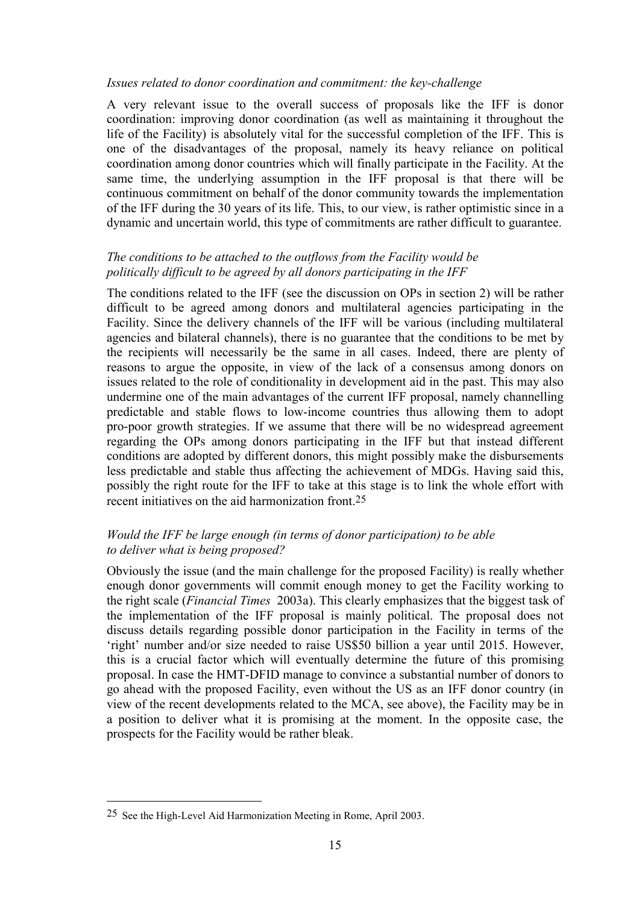*Issues related to donor coordination and commitment: the key-challenge*

A very relevant issue to the overall success of proposals like the IFF is donor coordination: improving donor coordination (as well as maintaining it throughout the life of the Facility) is absolutely vital for the successful completion of the IFF. This is one of the disadvantages of the proposal, namely its heavy reliance on political coordination among donor countries which will finally participate in the Facility. At the same time, the underlying assumption in the IFF proposal is that there will be continuous commitment on behalf of the donor community towards the implementation of the IFF during the 30 years of its life. This, to our view, is rather optimistic since in a dynamic and uncertain world, this type of commitments are rather difficult to guarantee.

*The conditions to be attached to the outflows from the Facility would be politically difficult to be agreed by all donors participating in the IFF*

The conditions related to the IFF (see the discussion on OPs in section 2) will be rather difficult to be agreed among donors and multilateral agencies participating in the Facility. Since the delivery channels of the IFF will be various (including multilateral agencies and bilateral channels), there is no guarantee that the conditions to be met by the recipients will necessarily be the same in all cases. Indeed, there are plenty of reasons to argue the opposite, in view of the lack of a consensus among donors on issues related to the role of conditionality in development aid in the past. This may also undermine one of the main advantages of the current IFF proposal, namely channelling predictable and stable flows to low-income countries thus allowing them to adopt pro-poor growth strategies. If we assume that there will be no widespread agreement regarding the OPs among donors participating in the IFF but that instead different conditions are adopted by different donors, this might possibly make the disbursements less predictable and stable thus affecting the achievement of MDGs. Having said this, possibly the right route for the IFF to take at this stage is to link the whole effort with recent initiatives on the aid harmonization front.[25]

*Would the IFF be large enough (in terms of donor participation) to be able to deliver what is being proposed?*

Obviously the issue (and the main challenge for the proposed Facility) is really whether enough donor governments will commit enough money to get the Facility working to the right scale (*Financial Times* 2003a). This clearly emphasizes that the biggest task of the implementation of the IFF proposal is mainly political. The proposal does not discuss details regarding possible donor participation in the Facility in terms of the 'right' number and/or size needed to raise US$50 billion a year until 2015. However, this is a crucial factor which will eventually determine the future of this promising proposal. In case the HMT-DFID manage to convince a substantial number of donors to go ahead with the proposed Facility, even without the US as an IFF donor country (in view of the recent developments related to the MCA, see above), the Facility may be in a position to deliver what it is promising at the moment. In the opposite case, the prospects for the Facility would be rather bleak.

---

[25] See the High-Level Aid Harmonization Meeting in Rome, April 2003.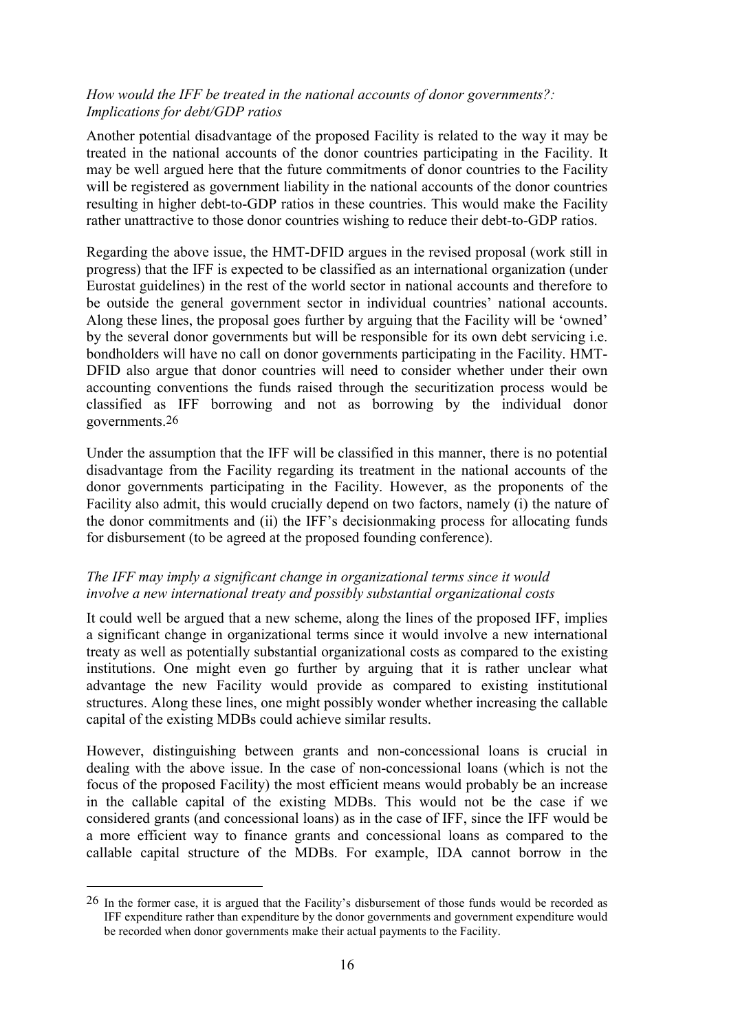*How would the IFF be treated in the national accounts of donor governments?: Implications for debt/GDP ratios*

Another potential disadvantage of the proposed Facility is related to the way it may be treated in the national accounts of the donor countries participating in the Facility. It may be well argued here that the future commitments of donor countries to the Facility will be registered as government liability in the national accounts of the donor countries resulting in higher debt-to-GDP ratios in these countries. This would make the Facility rather unattractive to those donor countries wishing to reduce their debt-to-GDP ratios.

Regarding the above issue, the HMT-DFID argues in the revised proposal (work still in progress) that the IFF is expected to be classified as an international organization (under Eurostat guidelines) in the rest of the world sector in national accounts and therefore to be outside the general government sector in individual countries' national accounts. Along these lines, the proposal goes further by arguing that the Facility will be 'owned' by the several donor governments but will be responsible for its own debt servicing i.e. bondholders will have no call on donor governments participating in the Facility. HMT-DFID also argue that donor countries will need to consider whether under their own accounting conventions the funds raised through the securitization process would be classified as IFF borrowing and not as borrowing by the individual donor governments.[26]

Under the assumption that the IFF will be classified in this manner, there is no potential disadvantage from the Facility regarding its treatment in the national accounts of the donor governments participating in the Facility. However, as the proponents of the Facility also admit, this would crucially depend on two factors, namely (i) the nature of the donor commitments and (ii) the IFF's decisionmaking process for allocating funds for disbursement (to be agreed at the proposed founding conference).

*The IFF may imply a significant change in organizational terms since it would involve a new international treaty and possibly substantial organizational costs*

It could well be argued that a new scheme, along the lines of the proposed IFF, implies a significant change in organizational terms since it would involve a new international treaty as well as potentially substantial organizational costs as compared to the existing institutions. One might even go further by arguing that it is rather unclear what advantage the new Facility would provide as compared to existing institutional structures. Along these lines, one might possibly wonder whether increasing the callable capital of the existing MDBs could achieve similar results.

However, distinguishing between grants and non-concessional loans is crucial in dealing with the above issue. In the case of non-concessional loans (which is not the focus of the proposed Facility) the most efficient means would probably be an increase in the callable capital of the existing MDBs. This would not be the case if we considered grants (and concessional loans) as in the case of IFF, since the IFF would be a more efficient way to finance grants and concessional loans as compared to the callable capital structure of the MDBs. For example, IDA cannot borrow in the

---

[26] In the former case, it is argued that the Facility's disbursement of those funds would be recorded as IFF expenditure rather than expenditure by the donor governments and government expenditure would be recorded when donor governments make their actual payments to the Facility.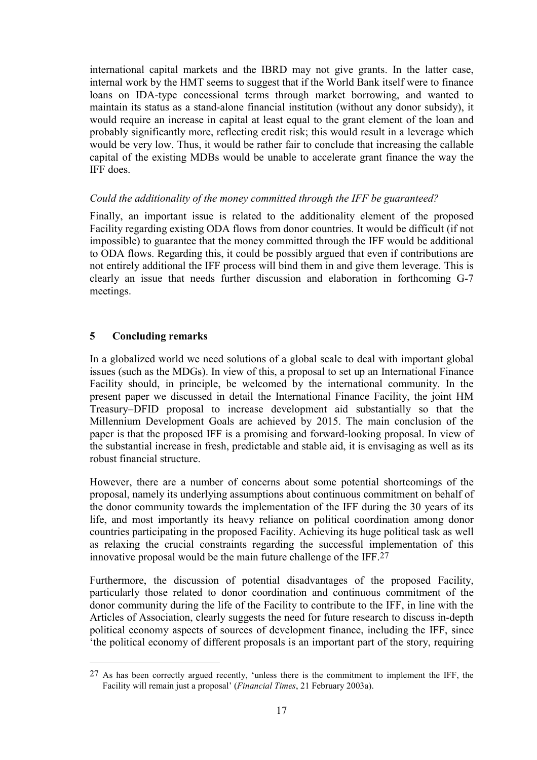international capital markets and the IBRD may not give grants. In the latter case, internal work by the HMT seems to suggest that if the World Bank itself were to finance loans on IDA-type concessional terms through market borrowing, and wanted to maintain its status as a stand-alone financial institution (without any donor subsidy), it would require an increase in capital at least equal to the grant element of the loan and probably significantly more, reflecting credit risk; this would result in a leverage which would be very low. Thus, it would be rather fair to conclude that increasing the callable capital of the existing MDBs would be unable to accelerate grant finance the way the IFF does.

*Could the additionality of the money committed through the IFF be guaranteed?*

Finally, an important issue is related to the additionality element of the proposed Facility regarding existing ODA flows from donor countries. It would be difficult (if not impossible) to guarantee that the money committed through the IFF would be additional to ODA flows. Regarding this, it could be possibly argued that even if contributions are not entirely additional the IFF process will bind them in and give them leverage. This is clearly an issue that needs further discussion and elaboration in forthcoming G-7 meetings.

## 5 Concluding remarks

In a globalized world we need solutions of a global scale to deal with important global issues (such as the MDGs). In view of this, a proposal to set up an International Finance Facility should, in principle, be welcomed by the international community. In the present paper we discussed in detail the International Finance Facility, the joint HM Treasury–DFID proposal to increase development aid substantially so that the Millennium Development Goals are achieved by 2015. The main conclusion of the paper is that the proposed IFF is a promising and forward-looking proposal. In view of the substantial increase in fresh, predictable and stable aid, it is envisaging as well as its robust financial structure.

However, there are a number of concerns about some potential shortcomings of the proposal, namely its underlying assumptions about continuous commitment on behalf of the donor community towards the implementation of the IFF during the 30 years of its life, and most importantly its heavy reliance on political coordination among donor countries participating in the proposed Facility. Achieving its huge political task as well as relaxing the crucial constraints regarding the successful implementation of this innovative proposal would be the main future challenge of the IFF.[27]

Furthermore, the discussion of potential disadvantages of the proposed Facility, particularly those related to donor coordination and continuous commitment of the donor community during the life of the Facility to contribute to the IFF, in line with the Articles of Association, clearly suggests the need for future research to discuss in-depth political economy aspects of sources of development finance, including the IFF, since 'the political economy of different proposals is an important part of the story, requiring

---

[27] As has been correctly argued recently, 'unless there is the commitment to implement the IFF, the Facility will remain just a proposal' (*Financial Times*, 21 February 2003a).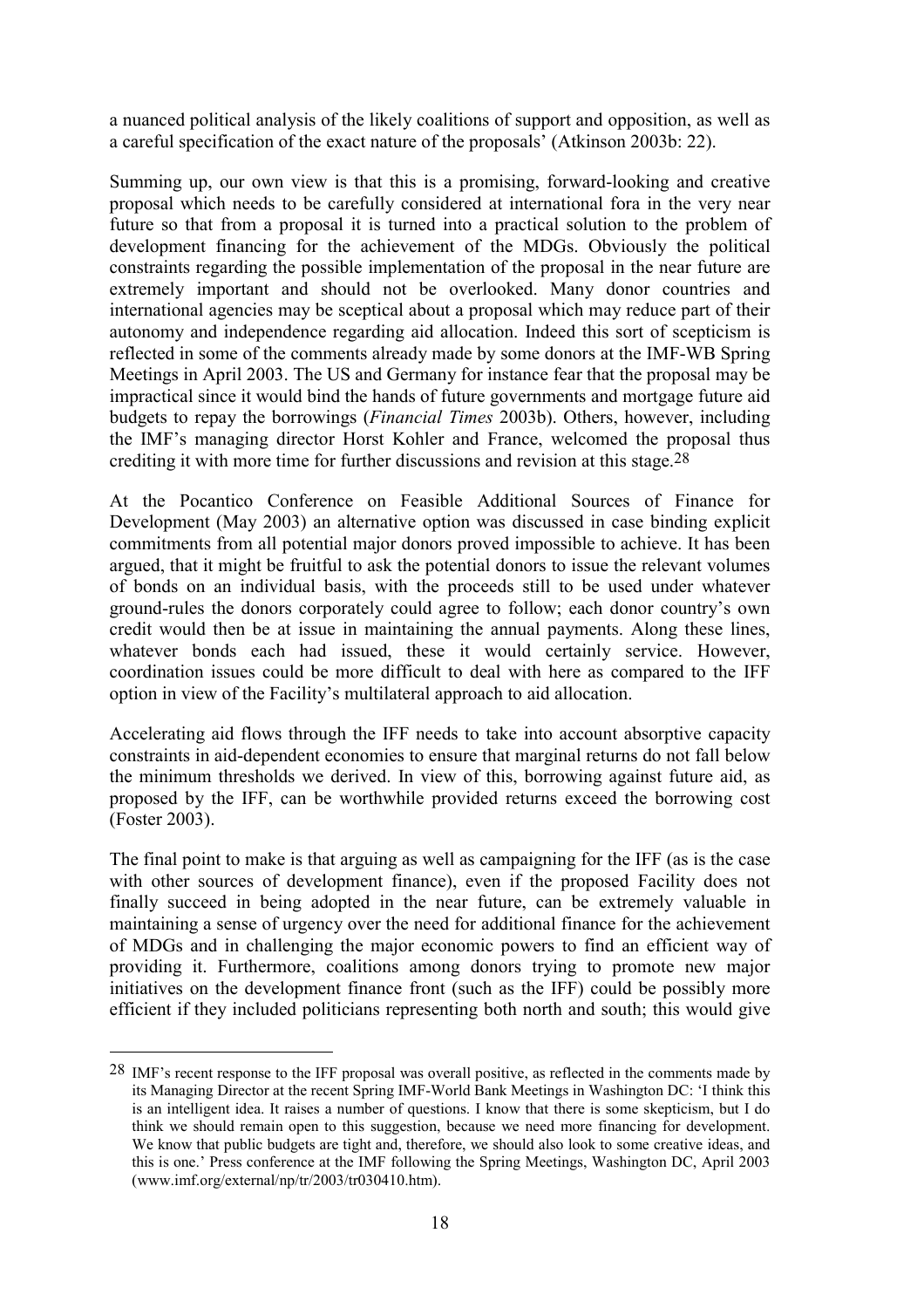a nuanced political analysis of the likely coalitions of support and opposition, as well as a careful specification of the exact nature of the proposals' (Atkinson 2003b: 22).

Summing up, our own view is that this is a promising, forward-looking and creative proposal which needs to be carefully considered at international fora in the very near future so that from a proposal it is turned into a practical solution to the problem of development financing for the achievement of the MDGs. Obviously the political constraints regarding the possible implementation of the proposal in the near future are extremely important and should not be overlooked. Many donor countries and international agencies may be sceptical about a proposal which may reduce part of their autonomy and independence regarding aid allocation. Indeed this sort of scepticism is reflected in some of the comments already made by some donors at the IMF-WB Spring Meetings in April 2003. The US and Germany for instance fear that the proposal may be impractical since it would bind the hands of future governments and mortgage future aid budgets to repay the borrowings (*Financial Times* 2003b). Others, however, including the IMF's managing director Horst Kohler and France, welcomed the proposal thus crediting it with more time for further discussions and revision at this stage.[28]

At the Pocantico Conference on Feasible Additional Sources of Finance for Development (May 2003) an alternative option was discussed in case binding explicit commitments from all potential major donors proved impossible to achieve. It has been argued, that it might be fruitful to ask the potential donors to issue the relevant volumes of bonds on an individual basis, with the proceeds still to be used under whatever ground-rules the donors corporately could agree to follow; each donor country's own credit would then be at issue in maintaining the annual payments. Along these lines, whatever bonds each had issued, these it would certainly service. However, coordination issues could be more difficult to deal with here as compared to the IFF option in view of the Facility's multilateral approach to aid allocation.

Accelerating aid flows through the IFF needs to take into account absorptive capacity constraints in aid-dependent economies to ensure that marginal returns do not fall below the minimum thresholds we derived. In view of this, borrowing against future aid, as proposed by the IFF, can be worthwhile provided returns exceed the borrowing cost (Foster 2003).

The final point to make is that arguing as well as campaigning for the IFF (as is the case with other sources of development finance), even if the proposed Facility does not finally succeed in being adopted in the near future, can be extremely valuable in maintaining a sense of urgency over the need for additional finance for the achievement of MDGs and in challenging the major economic powers to find an efficient way of providing it. Furthermore, coalitions among donors trying to promote new major initiatives on the development finance front (such as the IFF) could be possibly more efficient if they included politicians representing both north and south; this would give

---

[28] IMF's recent response to the IFF proposal was overall positive, as reflected in the comments made by its Managing Director at the recent Spring IMF-World Bank Meetings in Washington DC: 'I think this is an intelligent idea. It raises a number of questions. I know that there is some skepticism, but I do think we should remain open to this suggestion, because we need more financing for development. We know that public budgets are tight and, therefore, we should also look to some creative ideas, and this is one.' Press conference at the IMF following the Spring Meetings, Washington DC, April 2003 (www.imf.org/external/np/tr/2003/tr030410.htm).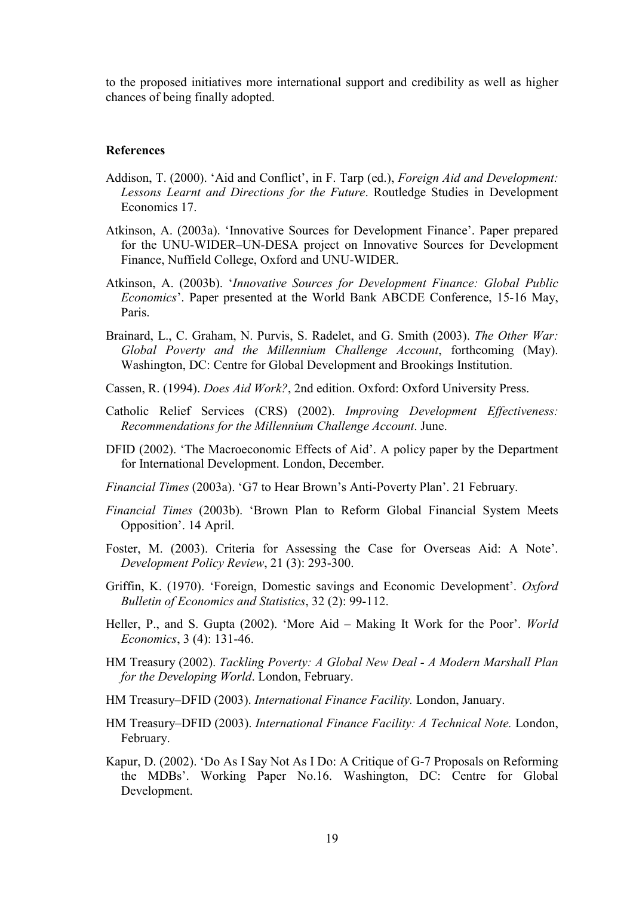to the proposed initiatives more international support and credibility as well as higher chances of being finally adopted.

## References

Addison, T. (2000). 'Aid and Conflict', in F. Tarp (ed.), *Foreign Aid and Development: Lessons Learnt and Directions for the Future*. Routledge Studies in Development Economics 17.

Atkinson, A. (2003a). 'Innovative Sources for Development Finance'. Paper prepared for the UNU-WIDER–UN-DESA project on Innovative Sources for Development Finance, Nuffield College, Oxford and UNU-WIDER.

Atkinson, A. (2003b). '*Innovative Sources for Development Finance: Global Public Economics*'. Paper presented at the World Bank ABCDE Conference, 15-16 May, Paris.

Brainard, L., C. Graham, N. Purvis, S. Radelet, and G. Smith (2003). *The Other War: Global Poverty and the Millennium Challenge Account*, forthcoming (May). Washington, DC: Centre for Global Development and Brookings Institution.

Cassen, R. (1994). *Does Aid Work?*, 2nd edition. Oxford: Oxford University Press.

Catholic Relief Services (CRS) (2002). *Improving Development Effectiveness: Recommendations for the Millennium Challenge Account*. June.

DFID (2002). 'The Macroeconomic Effects of Aid'. A policy paper by the Department for International Development. London, December.

*Financial Times* (2003a). 'G7 to Hear Brown's Anti-Poverty Plan'. 21 February.

*Financial Times* (2003b). 'Brown Plan to Reform Global Financial System Meets Opposition'. 14 April.

Foster, M. (2003). Criteria for Assessing the Case for Overseas Aid: A Note'. *Development Policy Review*, 21 (3): 293-300.

Griffin, K. (1970). 'Foreign, Domestic savings and Economic Development'. *Oxford Bulletin of Economics and Statistics*, 32 (2): 99-112.

Heller, P., and S. Gupta (2002). 'More Aid – Making It Work for the Poor'. *World Economics*, 3 (4): 131-46.

HM Treasury (2002). *Tackling Poverty: A Global New Deal - A Modern Marshall Plan for the Developing World*. London, February.

HM Treasury–DFID (2003). *International Finance Facility.* London, January.

HM Treasury–DFID (2003). *International Finance Facility: A Technical Note.* London, February.

Kapur, D. (2002). 'Do As I Say Not As I Do: A Critique of G-7 Proposals on Reforming the MDBs'. Working Paper No.16. Washington, DC: Centre for Global Development.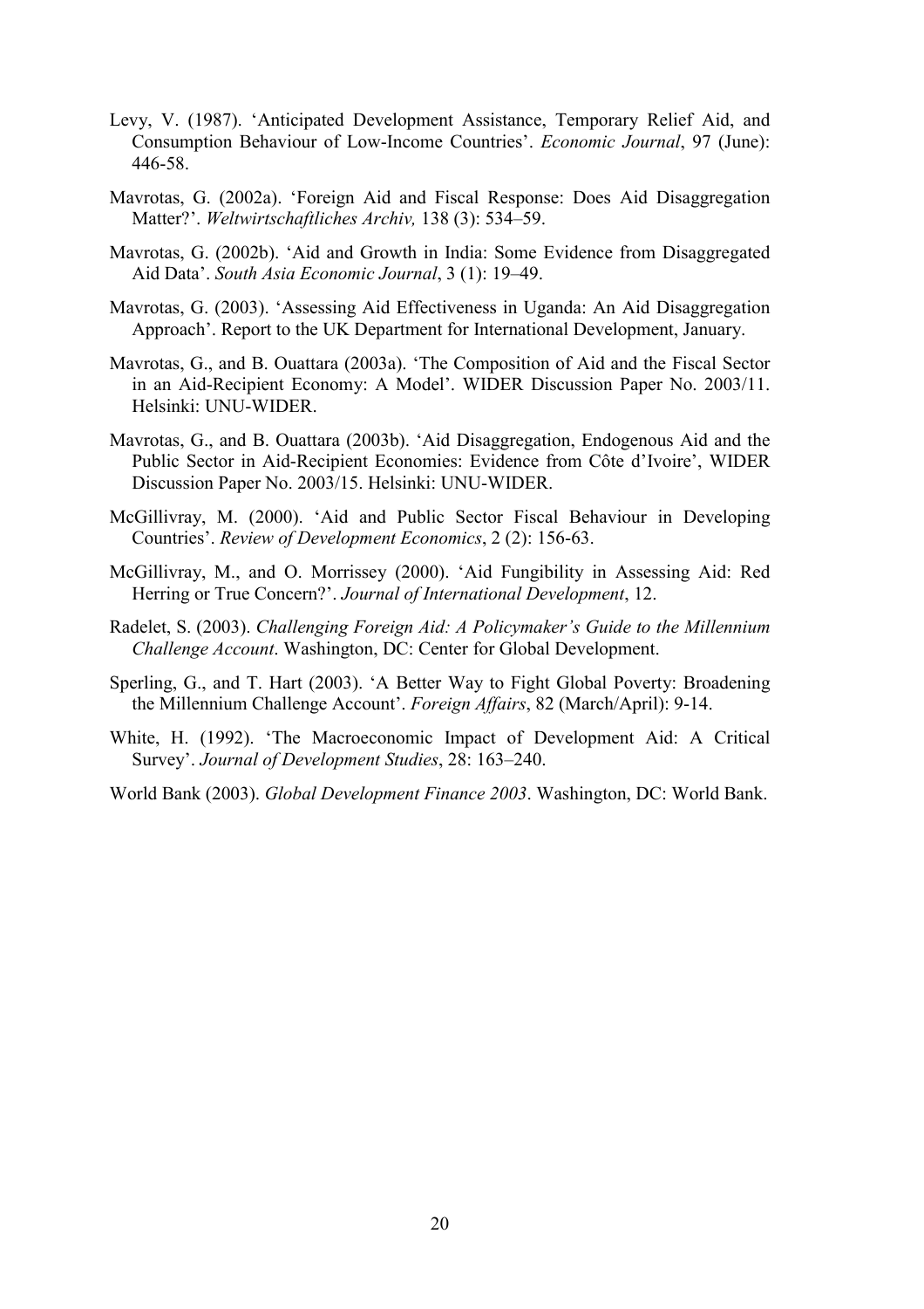Levy, V. (1987). 'Anticipated Development Assistance, Temporary Relief Aid, and Consumption Behaviour of Low-Income Countries'. *Economic Journal*, 97 (June): 446-58.

Mavrotas, G. (2002a). 'Foreign Aid and Fiscal Response: Does Aid Disaggregation Matter?'. *Weltwirtschaftliches Archiv,* 138 (3): 534–59.

Mavrotas, G. (2002b). 'Aid and Growth in India: Some Evidence from Disaggregated Aid Data'. *South Asia Economic Journal*, 3 (1): 19–49.

Mavrotas, G. (2003). 'Assessing Aid Effectiveness in Uganda: An Aid Disaggregation Approach'. Report to the UK Department for International Development, January.

Mavrotas, G., and B. Ouattara (2003a). 'The Composition of Aid and the Fiscal Sector in an Aid-Recipient Economy: A Model'. WIDER Discussion Paper No. 2003/11. Helsinki: UNU-WIDER.

Mavrotas, G., and B. Ouattara (2003b). 'Aid Disaggregation, Endogenous Aid and the Public Sector in Aid-Recipient Economies: Evidence from Côte d'Ivoire', WIDER Discussion Paper No. 2003/15. Helsinki: UNU-WIDER.

McGillivray, M. (2000). 'Aid and Public Sector Fiscal Behaviour in Developing Countries'. *Review of Development Economics*, 2 (2): 156-63.

McGillivray, M., and O. Morrissey (2000). 'Aid Fungibility in Assessing Aid: Red Herring or True Concern?'. *Journal of International Development*, 12.

Radelet, S. (2003). *Challenging Foreign Aid: A Policymaker's Guide to the Millennium Challenge Account*. Washington, DC: Center for Global Development.

Sperling, G., and T. Hart (2003). 'A Better Way to Fight Global Poverty: Broadening the Millennium Challenge Account'. *Foreign Affairs*, 82 (March/April): 9-14.

White, H. (1992). 'The Macroeconomic Impact of Development Aid: A Critical Survey'. *Journal of Development Studies*, 28: 163–240.

World Bank (2003). *Global Development Finance 2003*. Washington, DC: World Bank.